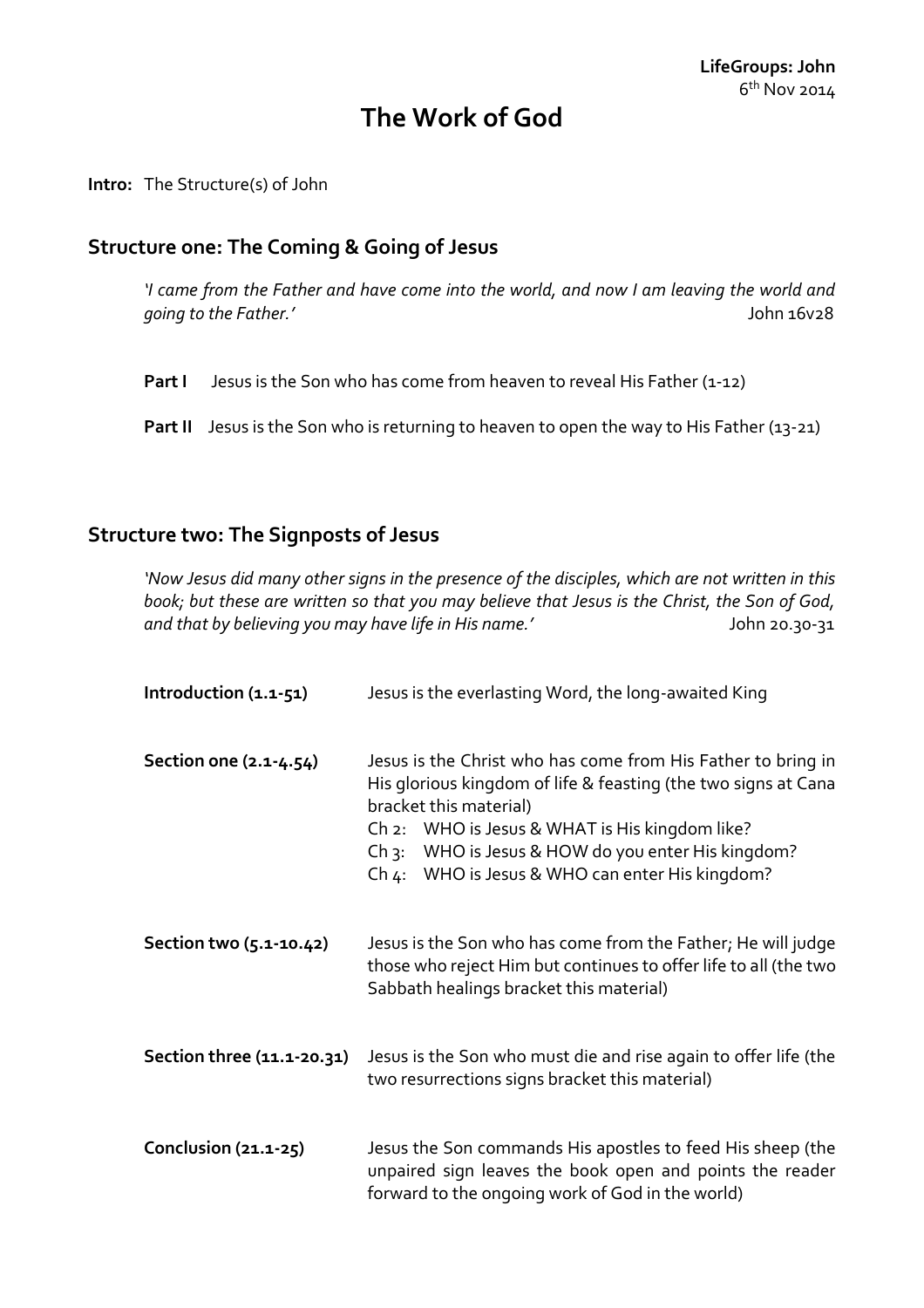**LifeGroups: John**
6th Nov 2014

# The Work of God

**Intro:** The Structure(s) of John

## Structure one: The Coming & Going of Jesus

*'I came from the Father and have come into the world, and now I am leaving the world and going to the Father.'* John 16v28

**Part I** Jesus is the Son who has come from heaven to reveal His Father (1-12)

**Part II** Jesus is the Son who is returning to heaven to open the way to His Father (13-21)

## Structure two: The Signposts of Jesus

*'Now Jesus did many other signs in the presence of the disciples, which are not written in this book; but these are written so that you may believe that Jesus is the Christ, the Son of God, and that by believing you may have life in His name.'* John 20.30-31

| | |
|---|---|
| **Introduction (1.1-51)** | Jesus is the everlasting Word, the long-awaited King |
| **Section one (2.1-4.54)** | Jesus is the Christ who has come from His Father to bring in His glorious kingdom of life & feasting (the two signs at Cana bracket this material)<br>Ch 2: WHO is Jesus & WHAT is His kingdom like?<br>Ch 3: WHO is Jesus & HOW do you enter His kingdom?<br>Ch 4: WHO is Jesus & WHO can enter His kingdom? |
| **Section two (5.1-10.42)** | Jesus is the Son who has come from the Father; He will judge those who reject Him but continues to offer life to all (the two Sabbath healings bracket this material) |
| **Section three (11.1-20.31)** | Jesus is the Son who must die and rise again to offer life (the two resurrections signs bracket this material) |
| **Conclusion (21.1-25)** | Jesus the Son commands His apostles to feed His sheep (the unpaired sign leaves the book open and points the reader forward to the ongoing work of God in the world) |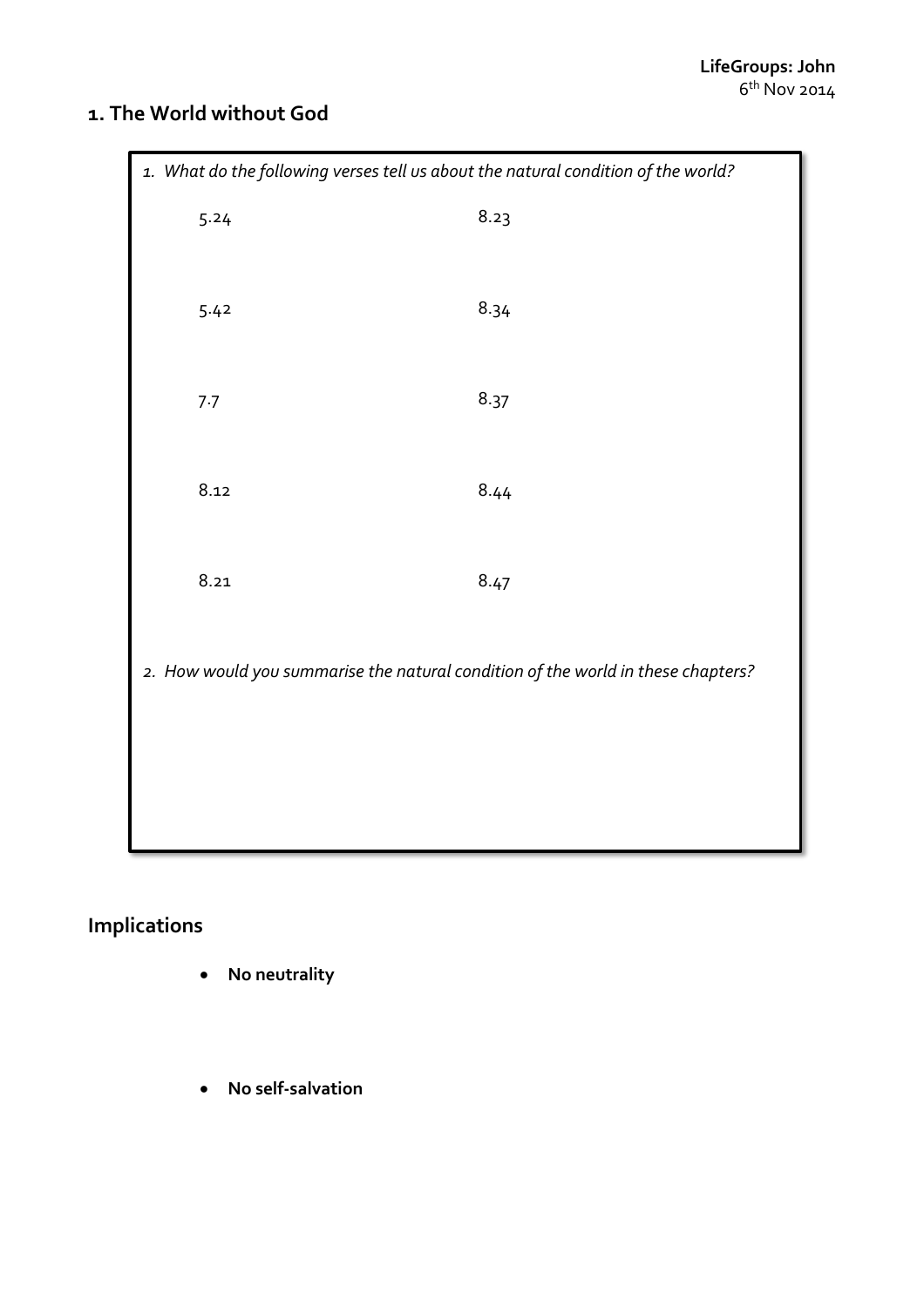## 1. The World without God

1. *What do the following verses tell us about the natural condition of the world?*

| | |
|---|---|
| 5.24 | 8.23 |
| 5.42 | 8.34 |
| 7.7 | 8.37 |
| 8.12 | 8.44 |
| 8.21 | 8.47 |

2. *How would you summarise the natural condition of the world in these chapters?*

## Implications

- **No neutrality**

- **No self-salvation**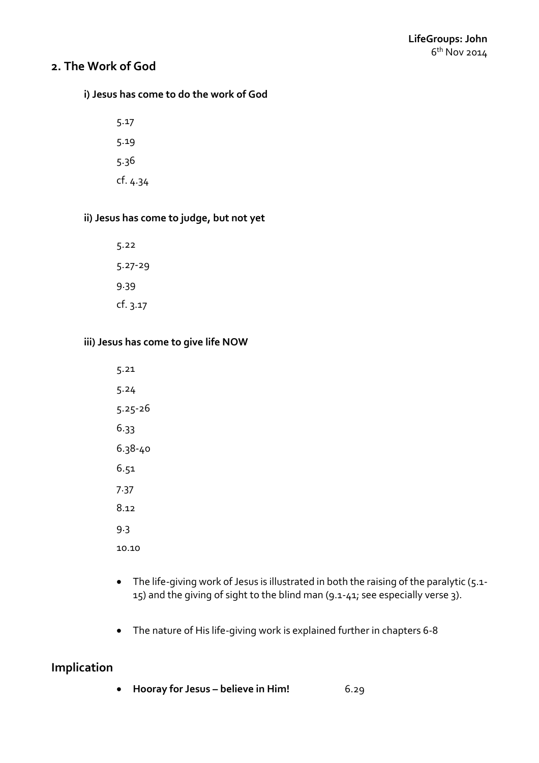## 2. The Work of God

### i) Jesus has come to do the work of God

5.17

5.19

5.36

cf. 4.34

### ii) Jesus has come to judge, but not yet

5.22

5.27-29

9.39

cf. 3.17

### iii) Jesus has come to give life NOW

5.21

5.24

5.25-26

6.33

6.38-40

6.51

7.37

8.12

9.3

10.10

- The life-giving work of Jesus is illustrated in both the raising of the paralytic (5.1-15) and the giving of sight to the blind man (9.1-41; see especially verse 3).

- The nature of His life-giving work is explained further in chapters 6-8

## Implication

- **Hooray for Jesus – believe in Him!** 6.29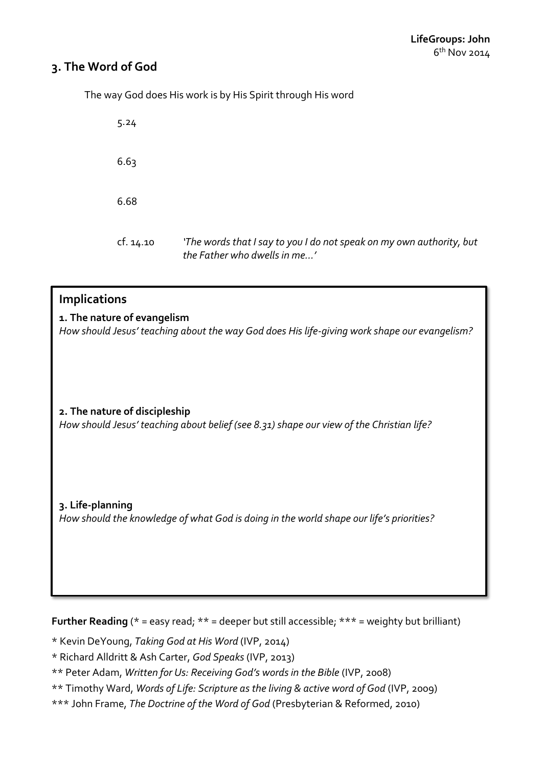**LifeGroups: John**
6th Nov 2014

## 3. The Word of God

The way God does His work is by His Spirit through His word

5.24

6.63

6.68

cf. 14.10 *'The words that I say to you I do not speak on my own authority, but the Father who dwells in me…'*

### Implications

**1. The nature of evangelism**
*How should Jesus' teaching about the way God does His life-giving work shape our evangelism?*

**2. The nature of discipleship**
*How should Jesus' teaching about belief (see 8.31) shape our view of the Christian life?*

**3. Life-planning**
*How should the knowledge of what God is doing in the world shape our life's priorities?*

**Further Reading** (* = easy read; ** = deeper but still accessible; *** = weighty but brilliant)

\* Kevin DeYoung, *Taking God at His Word* (IVP, 2014)

\* Richard Alldritt & Ash Carter, *God Speaks* (IVP, 2013)

\*\* Peter Adam, *Written for Us: Receiving God's words in the Bible* (IVP, 2008)

\*\* Timothy Ward, *Words of Life: Scripture as the living & active word of God* (IVP, 2009)

\*\*\* John Frame, *The Doctrine of the Word of God* (Presbyterian & Reformed, 2010)